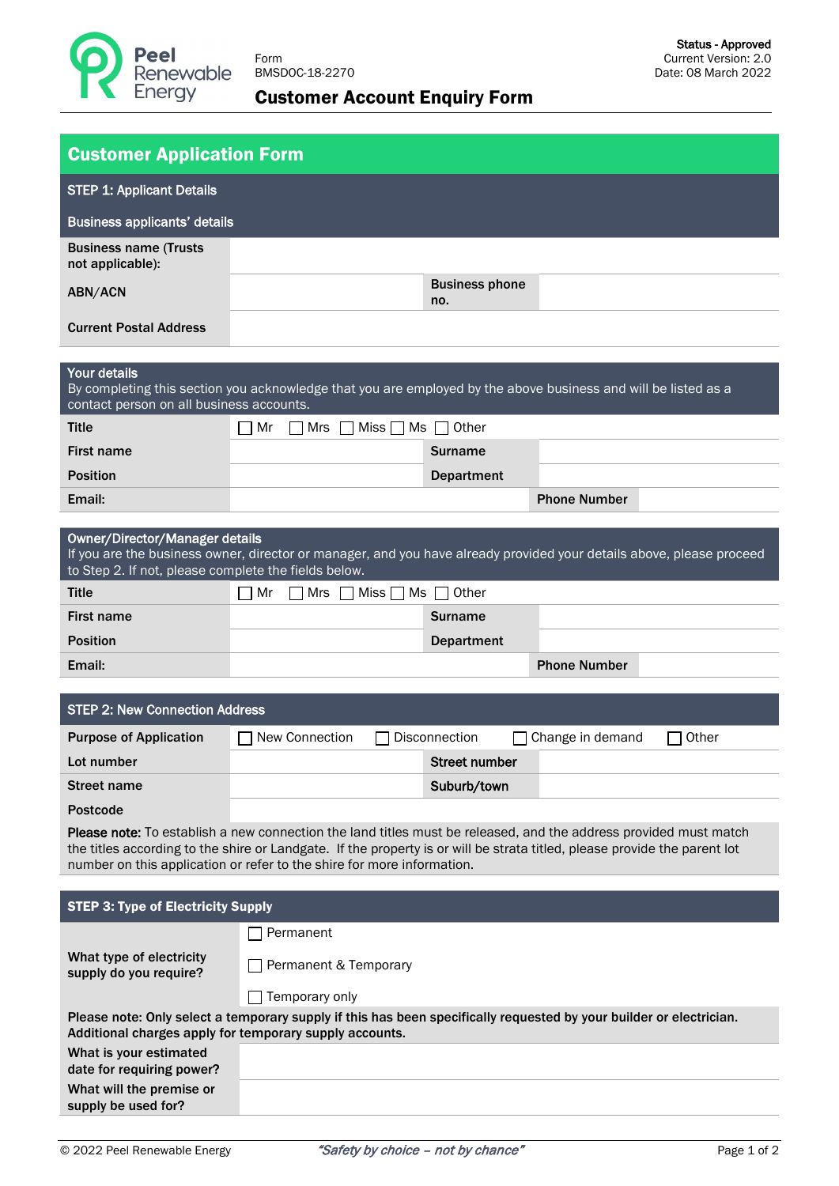Peel Renewable Energy

Form
BMSDOC-18-2270

**Status - Approved**
Current Version: 2.0
Date: 08 March 2022

# Customer Account Enquiry Form

## Customer Application Form

### STEP 1: Applicant Details

**Business applicants' details**

| | | | |
|---|---|---|---|
| **Business name (Trusts not applicable):** | | | |
| **ABN/ACN** | | **Business phone no.** | |
| **Current Postal Address** | | | |

**Your details**

By completing this section you acknowledge that you are employed by the above business and will be listed as a contact person on all business accounts.

| | | | |
|---|---|---|---|
| **Title** | ☐ Mr ☐ Mrs ☐ Miss ☐ Ms ☐ Other | | |
| **First name** | | **Surname** | |
| **Position** | | **Department** | |
| **Email:** | | **Phone Number** | |

**Owner/Director/Manager details**

If you are the business owner, director or manager, and you have already provided your details above, please proceed to Step 2. If not, please complete the fields below.

| | | | |
|---|---|---|---|
| **Title** | ☐ Mr ☐ Mrs ☐ Miss ☐ Ms ☐ Other | | |
| **First name** | | **Surname** | |
| **Position** | | **Department** | |
| **Email:** | | **Phone Number** | |

### STEP 2: New Connection Address

| | | | |
|---|---|---|---|
| **Purpose of Application** | ☐ New Connection ☐ Disconnection ☐ Change in demand ☐ Other | | |
| **Lot number** | | **Street number** | |
| **Street name** | | **Suburb/town** | |
| **Postcode** | | | |

**Please note:** To establish a new connection the land titles must be released, and the address provided must match the titles according to the shire or Landgate. If the property is or will be strata titled, please provide the parent lot number on this application or refer to the shire for more information.

### STEP 3: Type of Electricity Supply

| | |
|---|---|
| **What type of electricity supply do you require?** | ☐ Permanent<br>☐ Permanent & Temporary<br>☐ Temporary only |

**Please note: Only select a temporary supply if this has been specifically requested by your builder or electrician. Additional charges apply for temporary supply accounts.**

| | |
|---|---|
| **What is your estimated date for requiring power?** | |
| **What will the premise or supply be used for?** | |

© 2022 Peel Renewable Energy *"Safety by choice – not by chance"*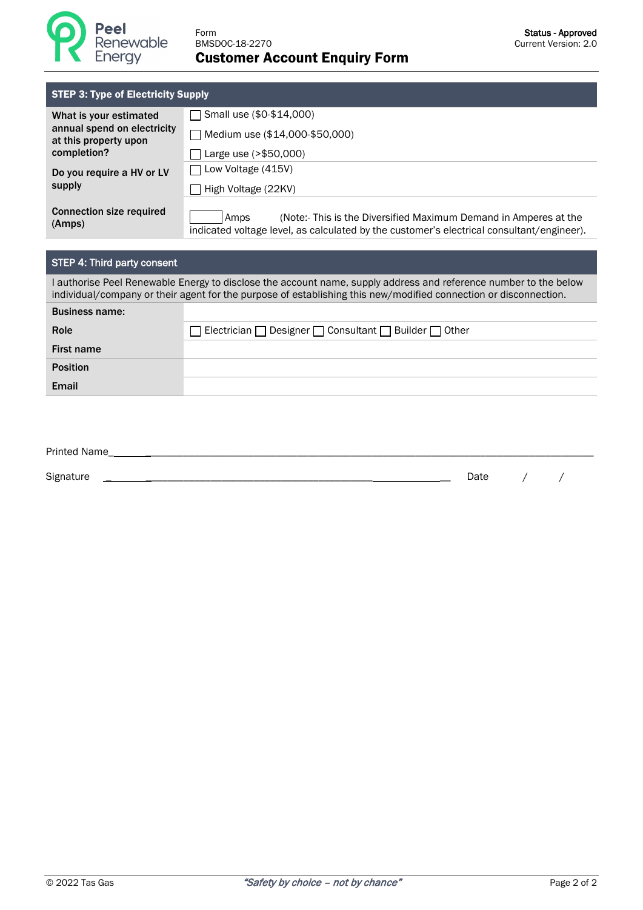## STEP 3: Type of Electricity Supply

| | |
|---|---|
| **What is your estimated annual spend on electricity at this property upon completion?** | ☐ Small use ($0-$14,000)<br>☐ Medium use ($14,000-$50,000)<br>☐ Large use (>$50,000) |
| **Do you require a HV or LV supply** | ☐ Low Voltage (415V)<br>☐ High Voltage (22KV) |
| **Connection size required (Amps)** | ☐ Amps (Note:- This is the Diversified Maximum Demand in Amperes at the indicated voltage level, as calculated by the customer's electrical consultant/engineer). |

## STEP 4: Third party consent

I authorise Peel Renewable Energy to disclose the account name, supply address and reference number to the below individual/company or their agent for the purpose of establishing this new/modified connection or disconnection.

| | |
|---|---|
| **Business name:** | |
| **Role** | ☐ Electrician ☐ Designer ☐ Consultant ☐ Builder ☐ Other |
| **First name** | |
| **Position** | |
| **Email** | |

Printed Name________________________________________________________________________________

Signature ____________________________________________________________ Date / /

© 2022 Tas Gas *"Safety by choice – not by chance"*